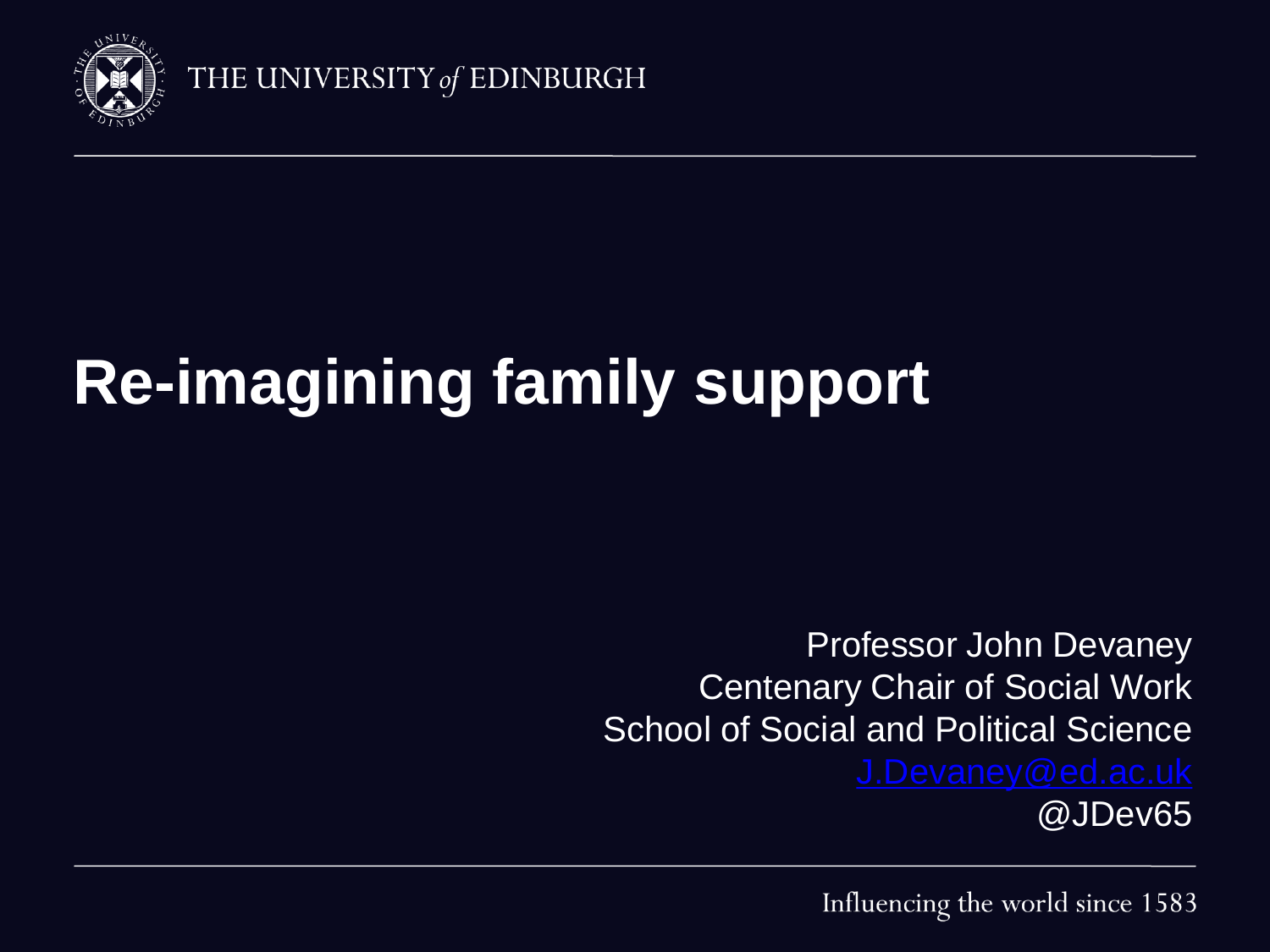THE UNIVERSITY *of* EDINBURGH

# Re-imagining family support

Professor John Devaney
Centenary Chair of Social Work
School of Social and Political Science
J.Devaney@ed.ac.uk
@JDev65

Influencing the world since 1583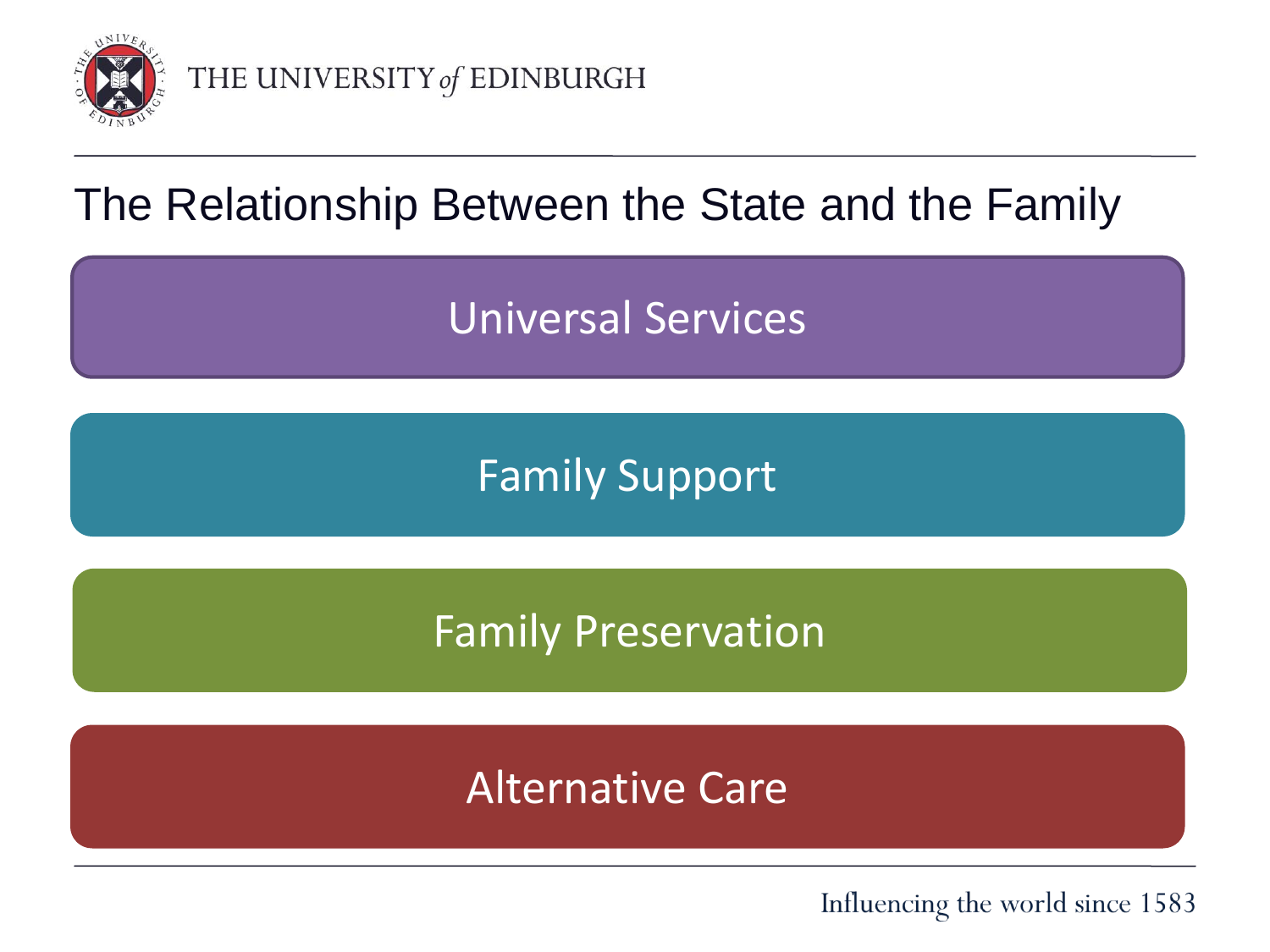# The Relationship Between the State and the Family

- Universal Services
- Family Support
- Family Preservation
- Alternative Care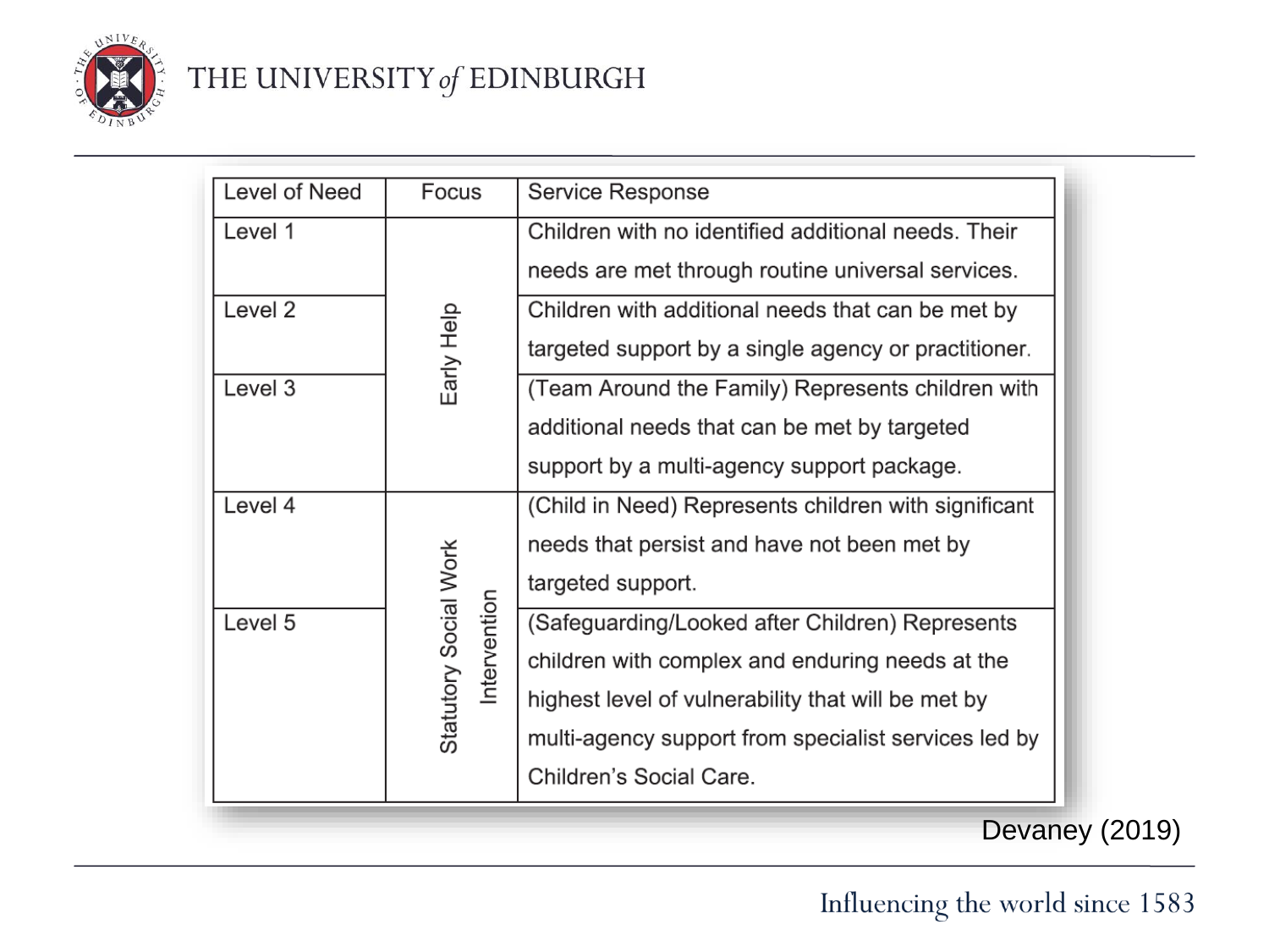| Level of Need | Focus | Service Response |
|---|---|---|
| Level 1 | Early Help | Children with no identified additional needs. Their needs are met through routine universal services. |
| Level 2 | | Children with additional needs that can be met by targeted support by a single agency or practitioner. |
| Level 3 | | (Team Around the Family) Represents children with additional needs that can be met by targeted support by a multi-agency support package. |
| Level 4 | Statutory Social Work Intervention | (Child in Need) Represents children with significant needs that persist and have not been met by targeted support. |
| Level 5 | | (Safeguarding/Looked after Children) Represents children with complex and enduring needs at the highest level of vulnerability that will be met by multi-agency support from specialist services led by Children's Social Care. |

Devaney (2019)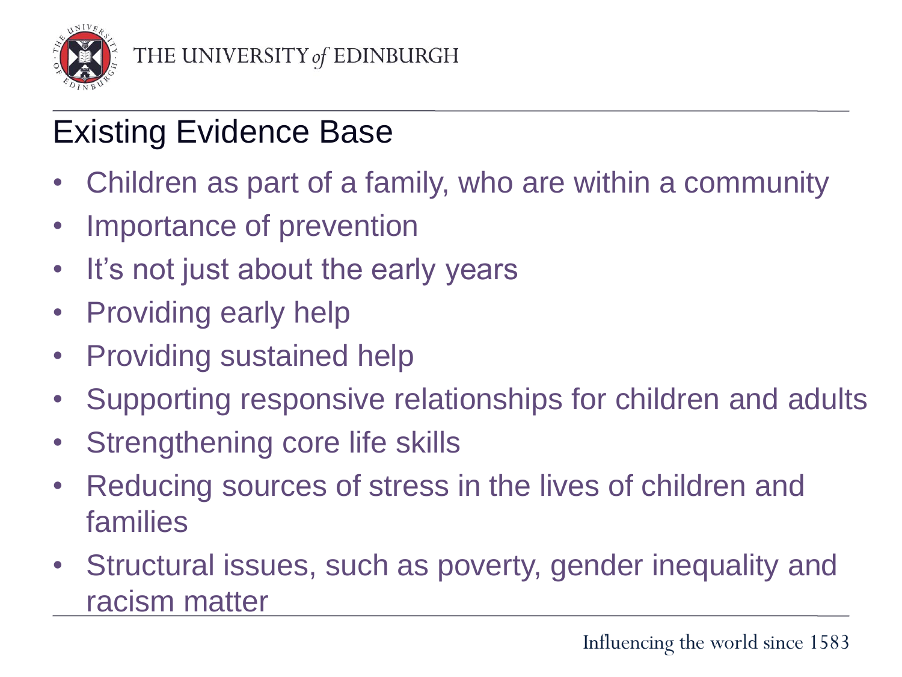# Existing Evidence Base

- Children as part of a family, who are within a community
- Importance of prevention
- It's not just about the early years
- Providing early help
- Providing sustained help
- Supporting responsive relationships for children and adults
- Strengthening core life skills
- Reducing sources of stress in the lives of children and families
- Structural issues, such as poverty, gender inequality and racism matter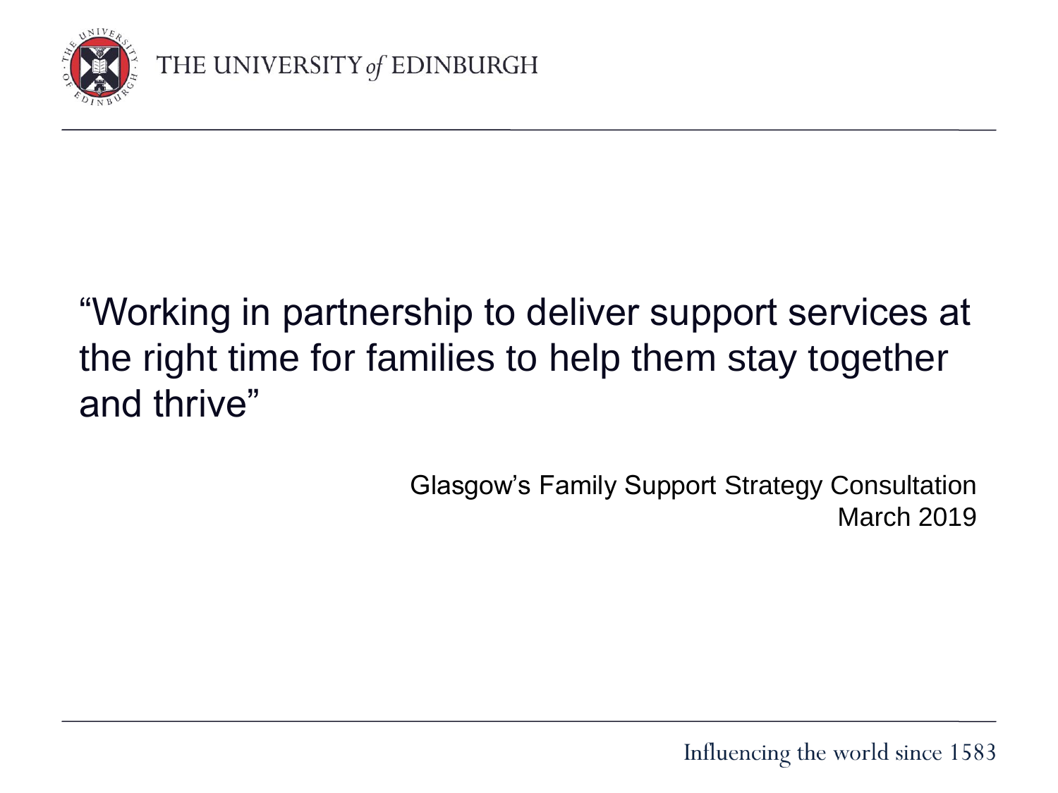"Working in partnership to deliver support services at the right time for families to help them stay together and thrive"

Glasgow's Family Support Strategy Consultation
March 2019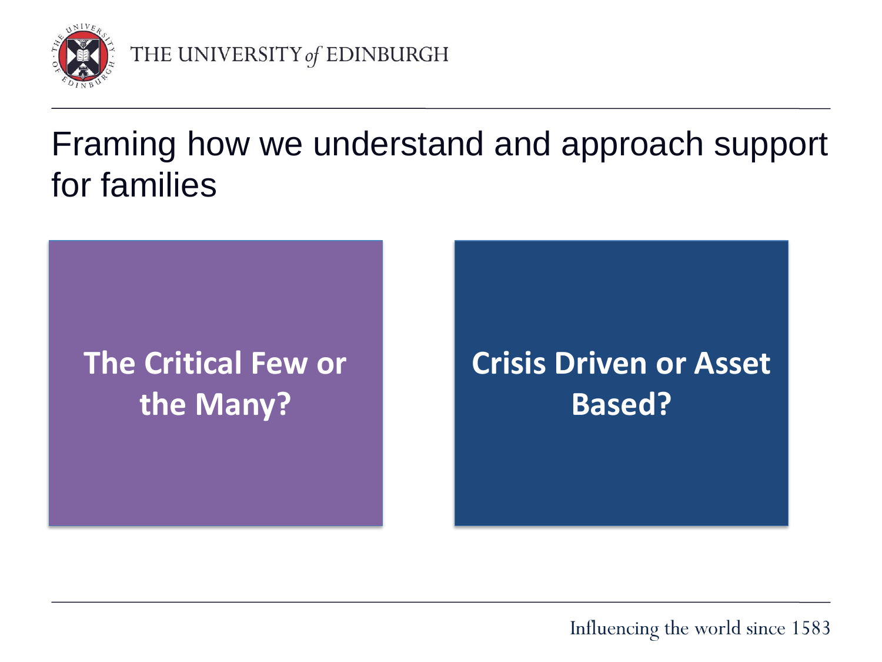# Framing how we understand and approach support for families

**The Critical Few or the Many?**

**Crisis Driven or Asset Based?**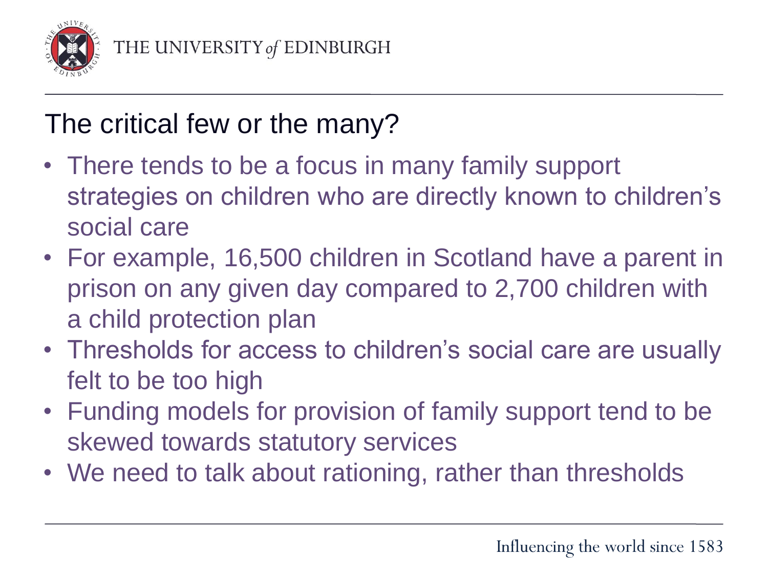## The critical few or the many?

- There tends to be a focus in many family support strategies on children who are directly known to children's social care
- For example, 16,500 children in Scotland have a parent in prison on any given day compared to 2,700 children with a child protection plan
- Thresholds for access to children's social care are usually felt to be too high
- Funding models for provision of family support tend to be skewed towards statutory services
- We need to talk about rationing, rather than thresholds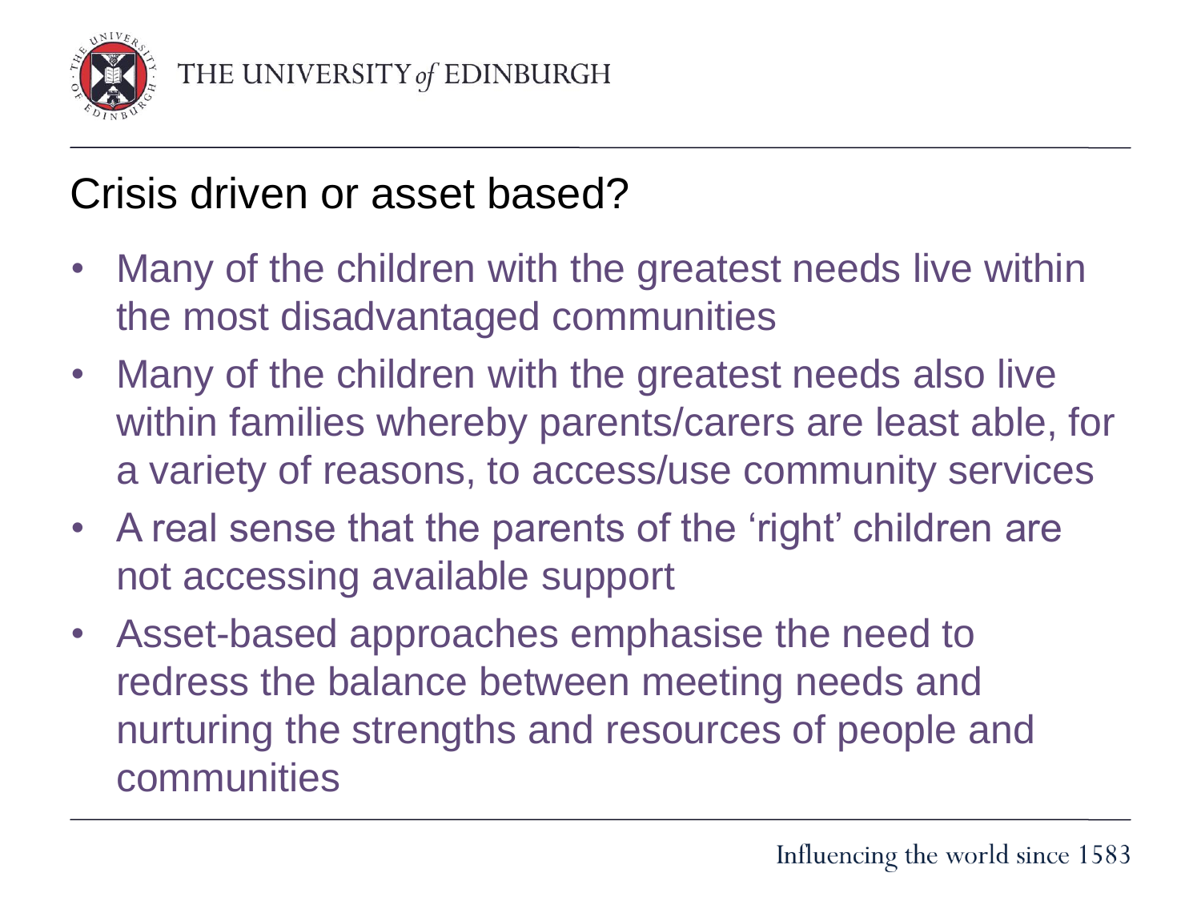## Crisis driven or asset based?

- Many of the children with the greatest needs live within the most disadvantaged communities
- Many of the children with the greatest needs also live within families whereby parents/carers are least able, for a variety of reasons, to access/use community services
- A real sense that the parents of the 'right' children are not accessing available support
- Asset-based approaches emphasise the need to redress the balance between meeting needs and nurturing the strengths and resources of people and communities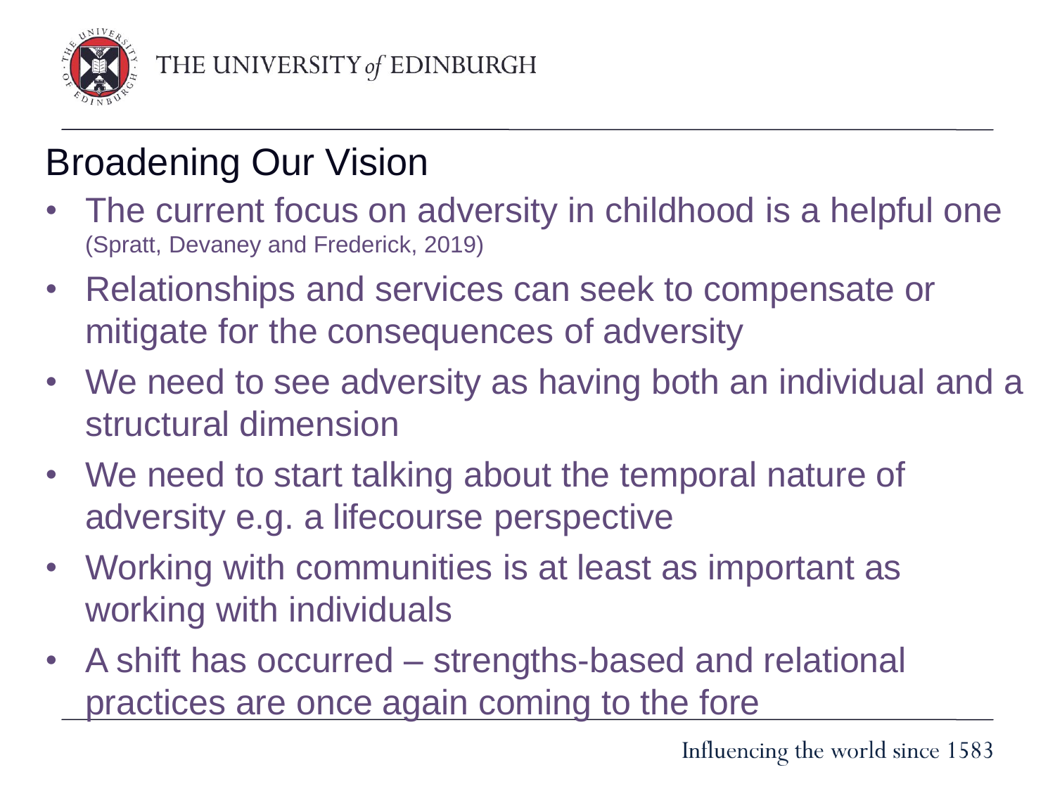## Broadening Our Vision

- The current focus on adversity in childhood is a helpful one (Spratt, Devaney and Frederick, 2019)
- Relationships and services can seek to compensate or mitigate for the consequences of adversity
- We need to see adversity as having both an individual and a structural dimension
- We need to start talking about the temporal nature of adversity e.g. a lifecourse perspective
- Working with communities is at least as important as working with individuals
- A shift has occurred – strengths-based and relational practices are once again coming to the fore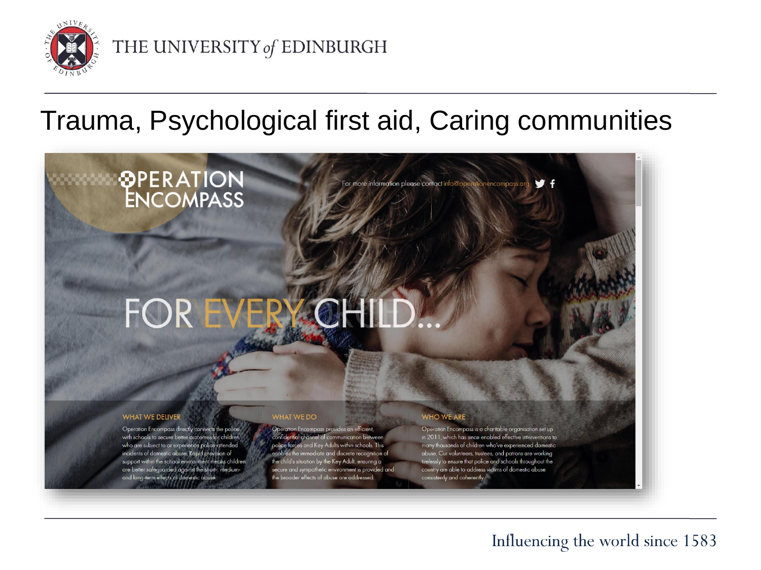# Trauma, Psychological first aid, Caring communities

OPERATION ENCOMPASS

For more information please contact info@operationencompass.org

FOR EVERY CHILD...

WHAT WE DELIVER

Operation Encompass directly connects the police with schools to secure better outcomes for children who are subject to or experience police-attended incidents of domestic abuse. Rapid provision of support within the school environment means children are better safeguarded against the short-, medium- and long-term effects of domestic abuse.

WHAT WE DO

Operation Encompass provides an efficient, confidential channel of communication between police forces and Key Adults within schools. This enables the immediate and discrete recognition of the child's situation by the Key Adult, ensuring a secure and sympathetic environment is provided and the broader effects of abuse are addressed.

WHO WE ARE

Operation Encompass is a charitable organisation set up in 2011, which has since enabled effective interventions to many thousands of children who've experienced domestic abuse. Our volunteers, trustees, and patrons are working tirelessly to ensure that police and schools throughout the country are able to address victims of domestic abuse consistently and coherently.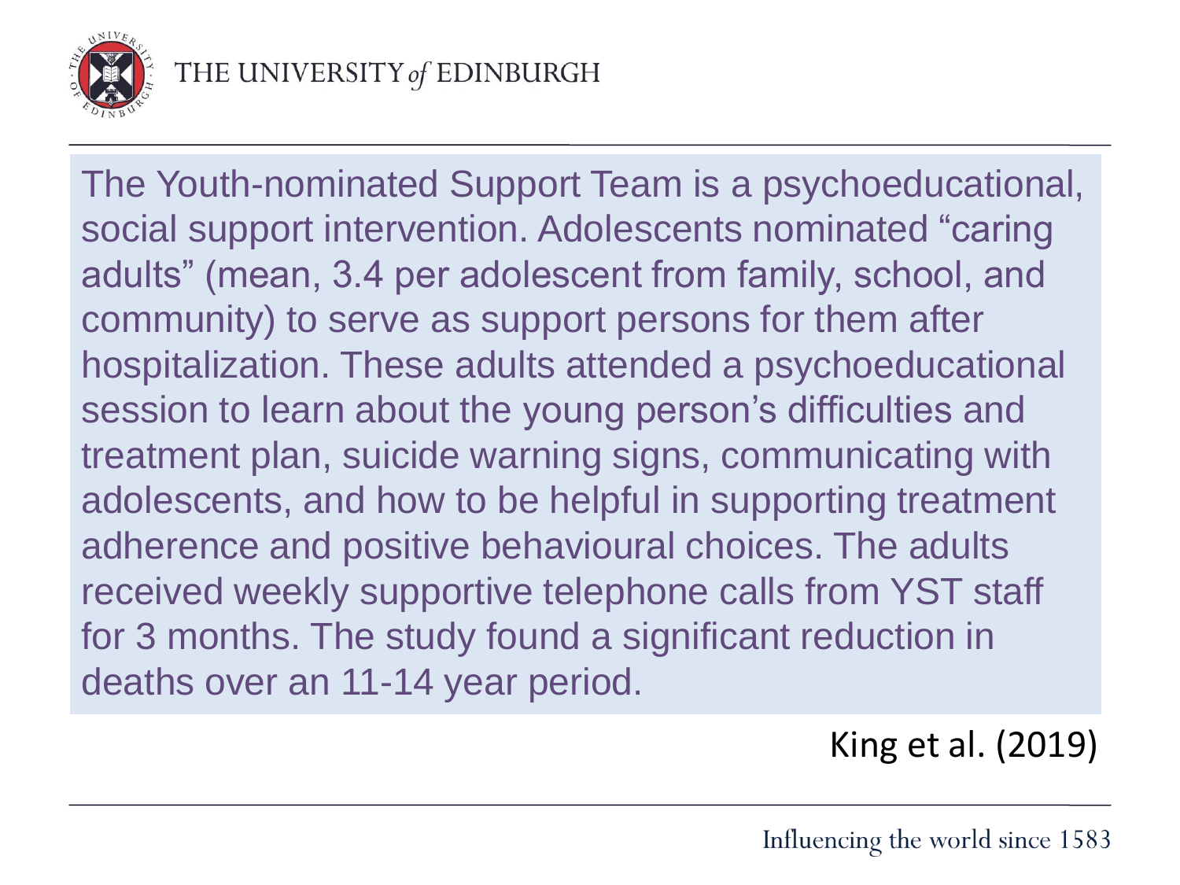The Youth-nominated Support Team is a psychoeducational, social support intervention. Adolescents nominated “caring adults” (mean, 3.4 per adolescent from family, school, and community) to serve as support persons for them after hospitalization. These adults attended a psychoeducational session to learn about the young person’s difficulties and treatment plan, suicide warning signs, communicating with adolescents, and how to be helpful in supporting treatment adherence and positive behavioural choices. The adults received weekly supportive telephone calls from YST staff for 3 months. The study found a significant reduction in deaths over an 11-14 year period.

King et al. (2019)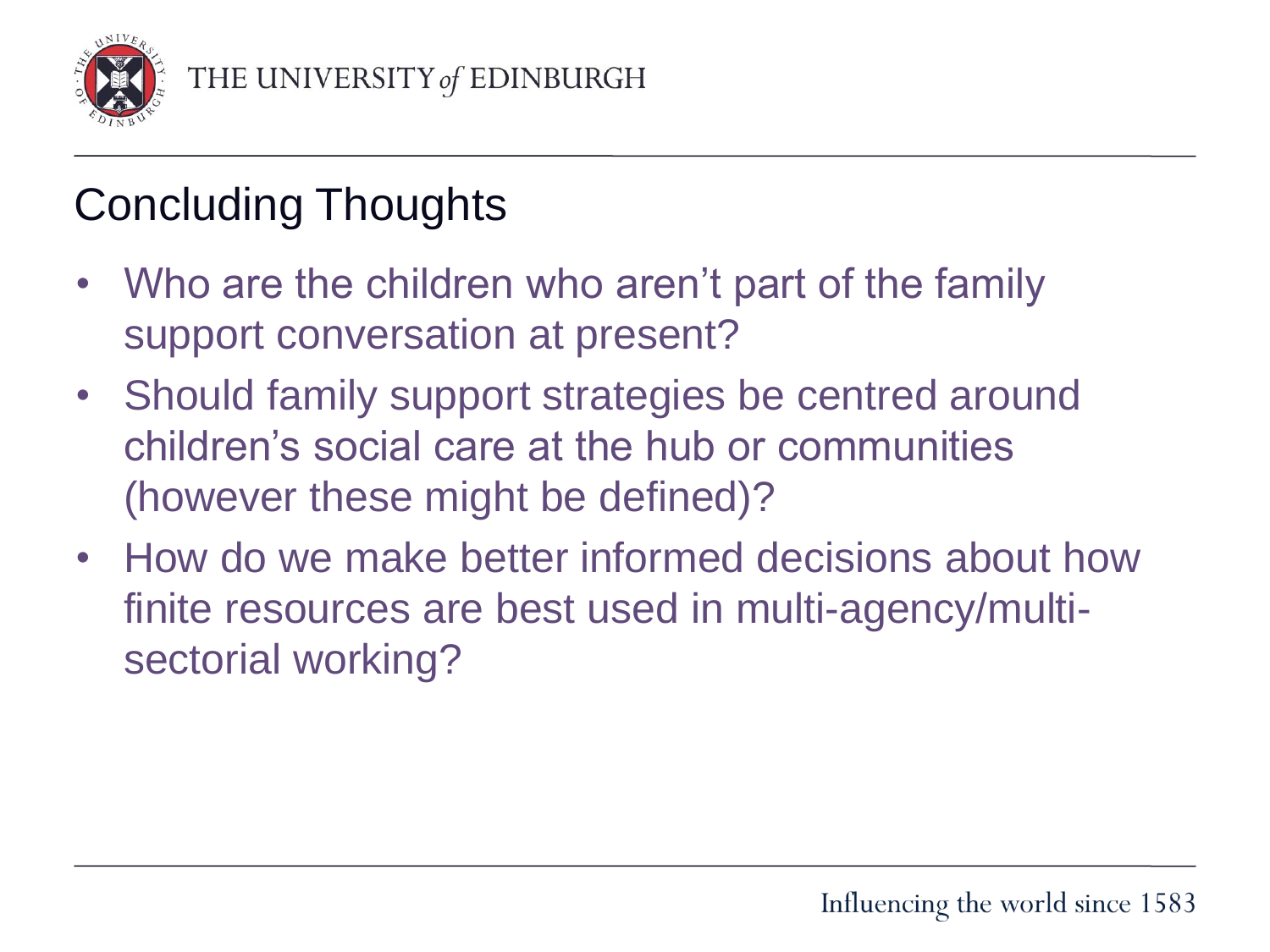# Concluding Thoughts

- Who are the children who aren't part of the family support conversation at present?
- Should family support strategies be centred around children's social care at the hub or communities (however these might be defined)?
- How do we make better informed decisions about how finite resources are best used in multi-agency/multi-sectorial working?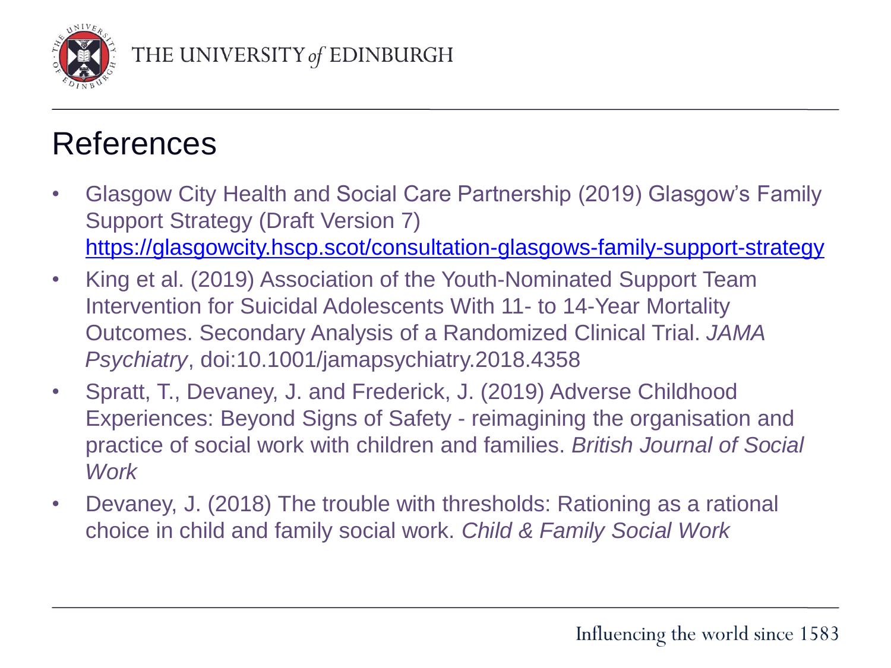# References

- Glasgow City Health and Social Care Partnership (2019) Glasgow's Family Support Strategy (Draft Version 7) https://glasgowcity.hscp.scot/consultation-glasgows-family-support-strategy
- King et al. (2019) Association of the Youth-Nominated Support Team Intervention for Suicidal Adolescents With 11- to 14-Year Mortality Outcomes. Secondary Analysis of a Randomized Clinical Trial. *JAMA Psychiatry*, doi:10.1001/jamapsychiatry.2018.4358
- Spratt, T., Devaney, J. and Frederick, J. (2019) Adverse Childhood Experiences: Beyond Signs of Safety - reimagining the organisation and practice of social work with children and families. *British Journal of Social Work*
- Devaney, J. (2018) The trouble with thresholds: Rationing as a rational choice in child and family social work. *Child & Family Social Work*